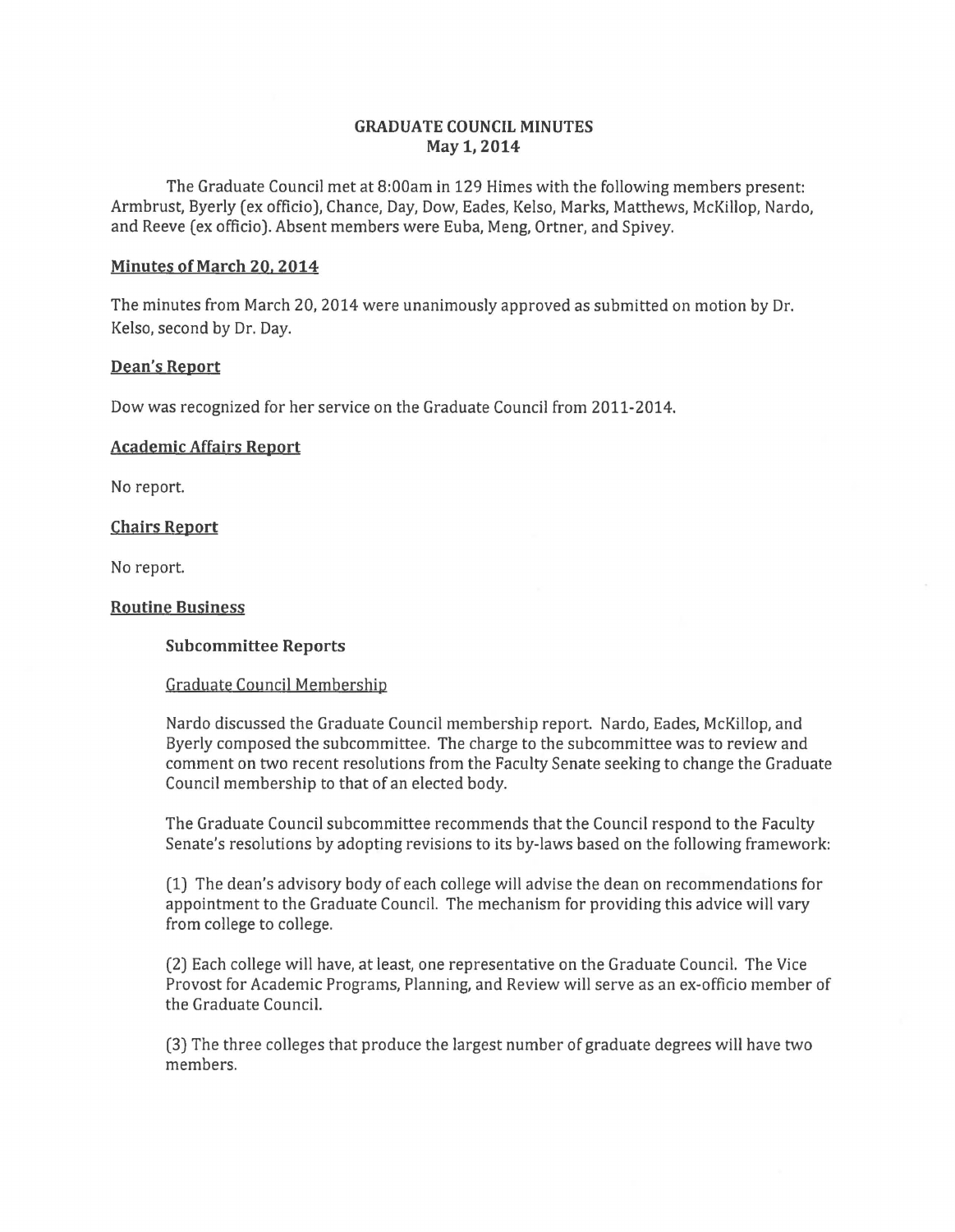# GRADUATE COUNCIL MINUTES
## May 1, 2014

The Graduate Council met at 8:00am in 129 Himes with the following members present: Armbrust, Byerly (ex officio), Chance, Day, Dow, Eades, Kelso, Marks, Matthews, McKillop, Nardo, and Reeve (ex officio). Absent members were Euba, Meng, Ortner, and Spivey.

### Minutes of March 20, 2014

The minutes from March 20, 2014 were unanimously approved as submitted on motion by Dr. Kelso, second by Dr. Day.

### Dean's Report

Dow was recognized for her service on the Graduate Council from 2011-2014.

### Academic Affairs Report

No report.

### Chairs Report

No report.

### Routine Business

**Subcommittee Reports**

Graduate Council Membership

Nardo discussed the Graduate Council membership report. Nardo, Eades, McKillop, and Byerly composed the subcommittee. The charge to the subcommittee was to review and comment on two recent resolutions from the Faculty Senate seeking to change the Graduate Council membership to that of an elected body.

The Graduate Council subcommittee recommends that the Council respond to the Faculty Senate's resolutions by adopting revisions to its by-laws based on the following framework:

(1) The dean's advisory body of each college will advise the dean on recommendations for appointment to the Graduate Council. The mechanism for providing this advice will vary from college to college.

(2) Each college will have, at least, one representative on the Graduate Council. The Vice Provost for Academic Programs, Planning, and Review will serve as an ex-officio member of the Graduate Council.

(3) The three colleges that produce the largest number of graduate degrees will have two members.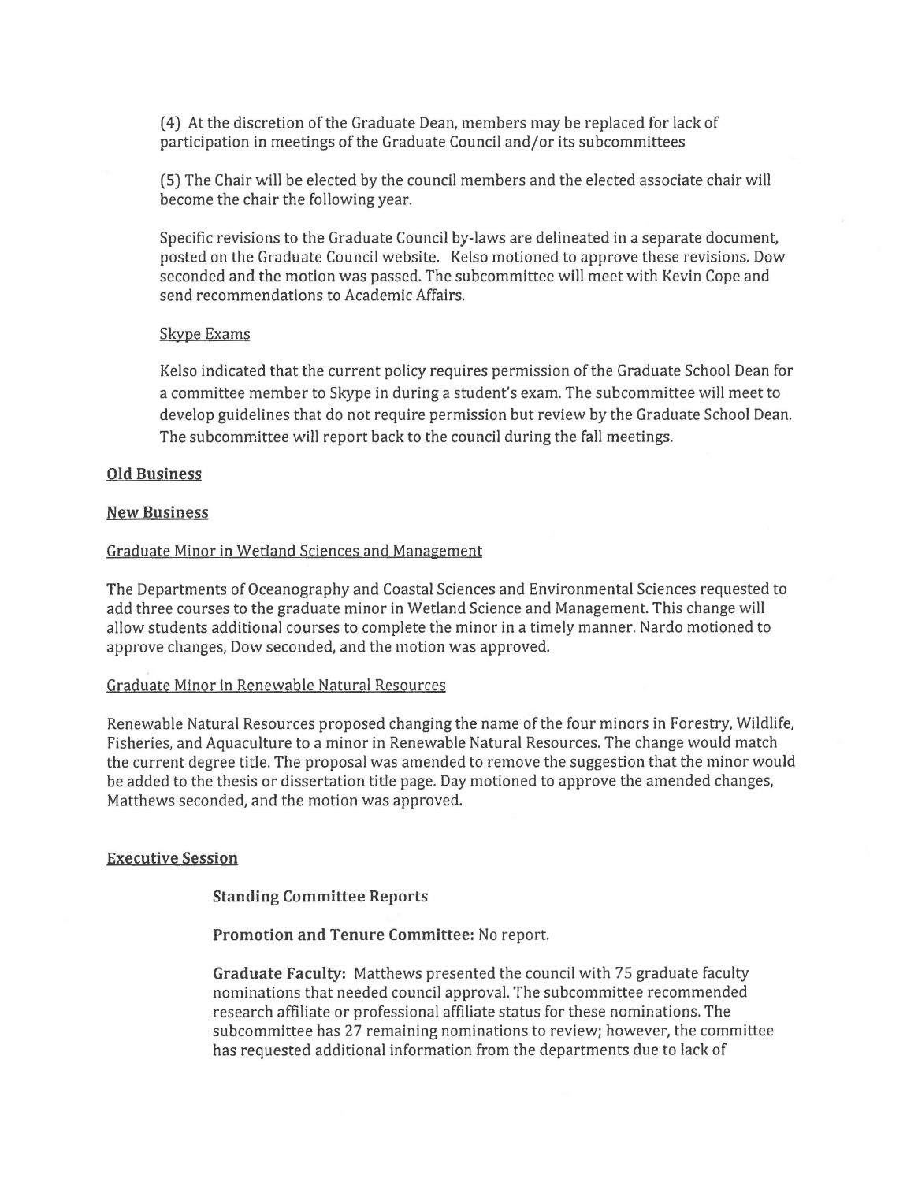(4) At the discretion of the Graduate Dean, members may be replaced for lack of participation in meetings of the Graduate Council and/or its subcommittees

(5) The Chair will be elected by the council members and the elected associate chair will become the chair the following year.

Specific revisions to the Graduate Council by-laws are delineated in a separate document, posted on the Graduate Council website. Kelso motioned to approve these revisions. Dow seconded and the motion was passed. The subcommittee will meet with Kevin Cope and send recommendations to Academic Affairs.

<u>Skype Exams</u>

Kelso indicated that the current policy requires permission of the Graduate School Dean for a committee member to Skype in during a student's exam. The subcommittee will meet to develop guidelines that do not require permission but review by the Graduate School Dean. The subcommittee will report back to the council during the fall meetings.

## Old Business

## New Business

<u>Graduate Minor in Wetland Sciences and Management</u>

The Departments of Oceanography and Coastal Sciences and Environmental Sciences requested to add three courses to the graduate minor in Wetland Science and Management. This change will allow students additional courses to complete the minor in a timely manner. Nardo motioned to approve changes, Dow seconded, and the motion was approved.

<u>Graduate Minor in Renewable Natural Resources</u>

Renewable Natural Resources proposed changing the name of the four minors in Forestry, Wildlife, Fisheries, and Aquaculture to a minor in Renewable Natural Resources. The change would match the current degree title. The proposal was amended to remove the suggestion that the minor would be added to the thesis or dissertation title page. Day motioned to approve the amended changes, Matthews seconded, and the motion was approved.

## Executive Session

**Standing Committee Reports**

**Promotion and Tenure Committee:** No report.

**Graduate Faculty:** Matthews presented the council with 75 graduate faculty nominations that needed council approval. The subcommittee recommended research affiliate or professional affiliate status for these nominations. The subcommittee has 27 remaining nominations to review; however, the committee has requested additional information from the departments due to lack of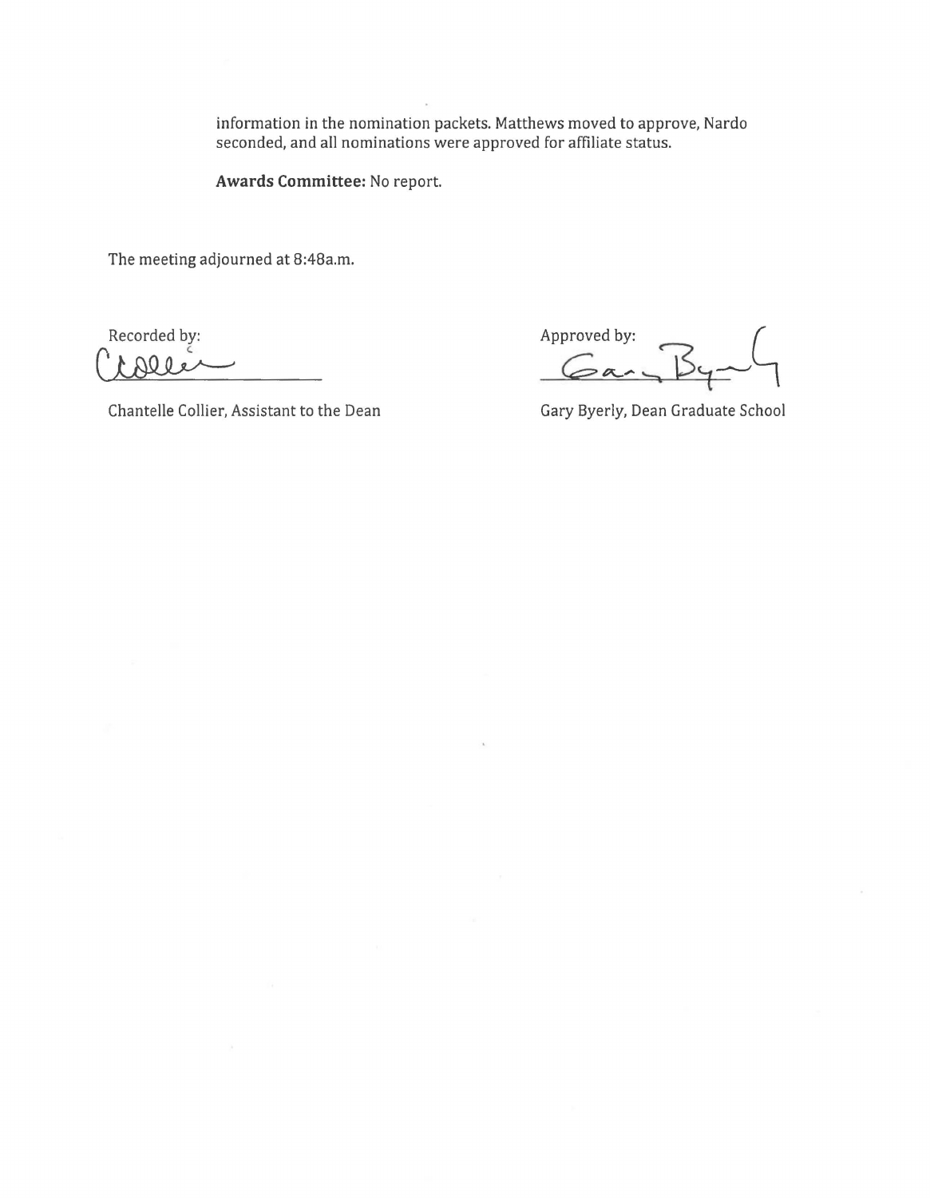information in the nomination packets. Matthews moved to approve, Nardo seconded, and all nominations were approved for affiliate status.

**Awards Committee:** No report.

The meeting adjourned at 8:48a.m.

Recorded by:

Chantelle Collier, Assistant to the Dean

Approved by:

Gary Byerly, Dean Graduate School